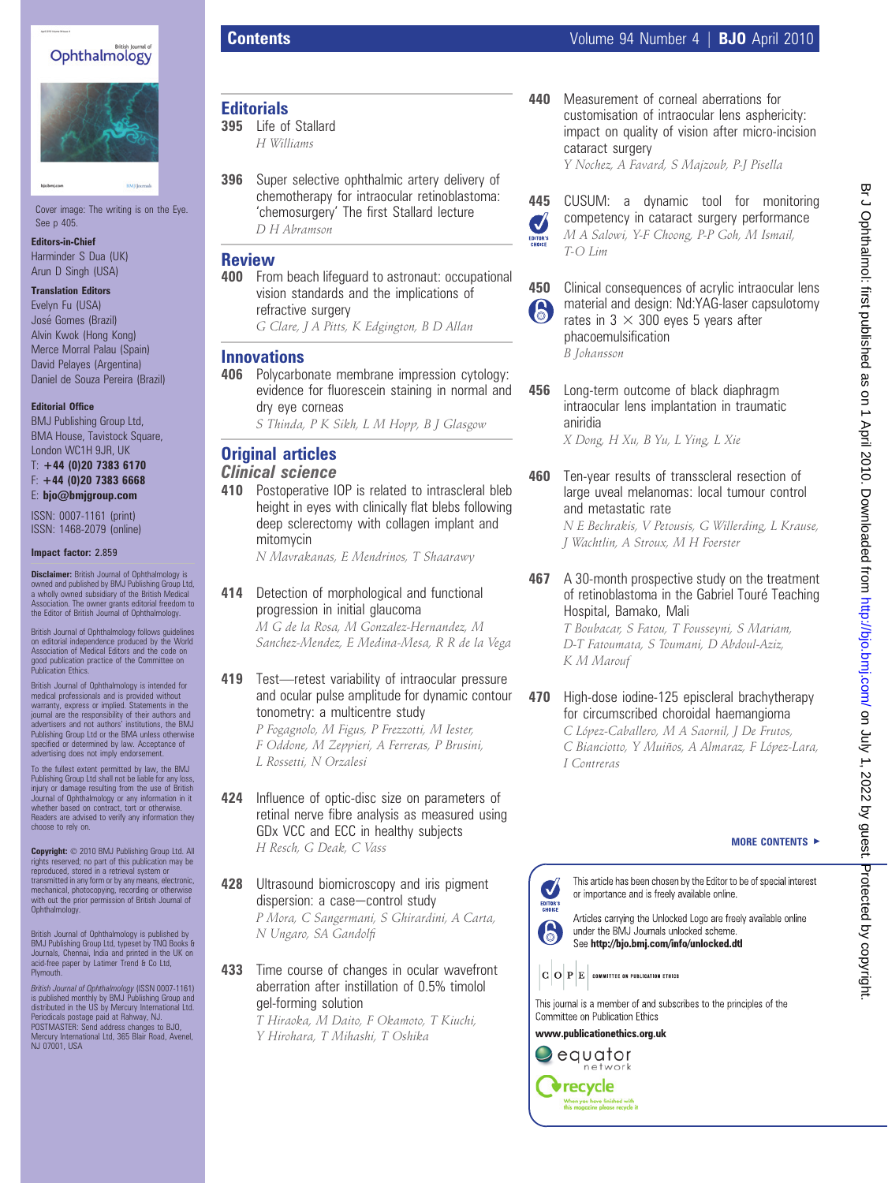Cover image: The writing is on the Eye. See p 405.

**Editors-in-Chief**
Harminder S Dua (UK)
Arun D Singh (USA)

**Translation Editors**
Evelyn Fu (USA)
José Gomes (Brazil)
Alvin Kwok (Hong Kong)
Merce Morral Palau (Spain)
David Pelayes (Argentina)
Daniel de Souza Pereira (Brazil)

**Editorial Office**
BMJ Publishing Group Ltd, BMA House, Tavistock Square, London WC1H 9JR, UK
T: **+44 (0)20 7383 6170**
F: **+44 (0)20 7383 6668**
E: **bjo@bmjgroup.com**

ISSN: 0007-1161 (print)
ISSN: 1468-2079 (online)

**Impact factor:** 2.859

**Disclaimer:** British Journal of Ophthalmology is owned and published by BMJ Publishing Group Ltd, a wholly owned subsidiary of the British Medical Association. The owner grants editorial freedom to the Editor of British Journal of Ophthalmology.

British Journal of Ophthalmology follows guidelines on editorial independence produced by the World Association of Medical Editors and the code on good publication practice of the Committee on Publication Ethics.

British Journal of Ophthalmology is intended for medical professionals and is provided without warranty, express or implied. Statements in the journal are the responsibility of their authors and advertisers and not authors' institutions, the BMJ Publishing Group Ltd or the BMA unless otherwise specified or determined by law. Acceptance of advertising does not imply endorsement.

To the fullest extent permitted by law, the BMJ Publishing Group Ltd shall not be liable for any loss, injury or damage resulting from the use of British Journal of Ophthalmology or any information in it whether based on contract, tort or otherwise. Readers are advised to verify any information they choose to rely on.

**Copyright:** © 2010 BMJ Publishing Group Ltd. All rights reserved; no part of this publication may be reproduced, stored in a retrieval system or transmitted in any form or by any means, electronic, mechanical, photocopying, recording or otherwise with out the prior permission of British Journal of Ophthalmology.

British Journal of Ophthalmology is published by BMJ Publishing Group Ltd, typeset by TNQ Books & Journals, Chennai, India and printed in the UK on acid-free paper by Latimer Trend & Co Ltd, Plymouth.

*British Journal of Ophthalmology* (ISSN 0007-1161) is published monthly by BMJ Publishing Group and distributed in the US by Mercury International Ltd. Periodicals postage paid at Rahway, NJ. POSTMASTER: Send address changes to BJO, Mercury International Ltd, 365 Blair Road, Avenel, NJ 07001, USA

# Contents

## Editorials

**395** Life of Stallard
*H Williams*

**396** Super selective ophthalmic artery delivery of chemotherapy for intraocular retinoblastoma: 'chemosurgery' The first Stallard lecture
*D H Abramson*

## Review

**400** From beach lifeguard to astronaut: occupational vision standards and the implications of refractive surgery
*G Clare, J A Pitts, K Edgington, B D Allan*

## Innovations

**406** Polycarbonate membrane impression cytology: evidence for fluorescein staining in normal and dry eye corneas
*S Thinda, P K Sikh, L M Hopp, B J Glasgow*

## Original articles

### Clinical science

**410** Postoperative IOP is related to intrascleral bleb height in eyes with clinically flat blebs following deep sclerectomy with collagen implant and mitomycin
*N Mavrakanas, E Mendrinos, T Shaarawy*

**414** Detection of morphological and functional progression in initial glaucoma
*M G de la Rosa, M Gonzalez-Hernandez, M Sanchez-Mendez, E Medina-Mesa, R R de la Vega*

**419** Test—retest variability of intraocular pressure and ocular pulse amplitude for dynamic contour tonometry: a multicentre study
*P Fogagnolo, M Figus, P Frezzotti, M Iester, F Oddone, M Zeppieri, A Ferreras, P Brusini, L Rossetti, N Orzalesi*

**424** Influence of optic-disc size on parameters of retinal nerve fibre analysis as measured using GDx VCC and ECC in healthy subjects
*H Resch, G Deak, C Vass*

**428** Ultrasound biomicroscopy and iris pigment dispersion: a case—control study
*P Mora, C Sangermani, S Ghirardini, A Carta, N Ungaro, SA Gandolfi*

**433** Time course of changes in ocular wavefront aberration after instillation of 0.5% timolol gel-forming solution
*T Hiraoka, M Daito, F Okamoto, T Kiuchi, Y Hirohara, T Mihashi, T Oshika*

**440** Measurement of corneal aberrations for customisation of intraocular lens asphericity: impact on quality of vision after micro-incision cataract surgery
*Y Nochez, A Favard, S Majzoub, P-J Pisella*

**445** CUSUM: a dynamic tool for monitoring competency in cataract surgery performance (Editor's choice)
*M A Salowi, Y-F Choong, P-P Goh, M Ismail, T-O Lim*

**450** Clinical consequences of acrylic intraocular lens material and design: Nd:YAG-laser capsulotomy rates in 3 × 300 eyes 5 years after phacoemulsification (Unlocked)
*B Johansson*

**456** Long-term outcome of black diaphragm intraocular lens implantation in traumatic aniridia
*X Dong, H Xu, B Yu, L Ying, L Xie*

**460** Ten-year results of transscleral resection of large uveal melanomas: local tumour control and metastatic rate
*N E Bechrakis, V Petousis, G Willerding, L Krause, J Wachtlin, A Stroux, M H Foerster*

**467** A 30-month prospective study on the treatment of retinoblastoma in the Gabriel Touré Teaching Hospital, Bamako, Mali
*T Boubacar, S Fatou, T Fousseyni, S Mariam, D-T Fatoumata, S Toumani, D Abdoul-Aziz, K M Marouf*

**470** High-dose iodine-125 episcleral brachytherapy for circumscribed choroidal haemangioma
*C López-Caballero, M A Saornil, J De Frutos, C Bianciotto, Y Muiños, A Almaraz, F López-Lara, I Contreras*

**MORE CONTENTS ►**

Editor's choice: This article has been chosen by the Editor to be of special interest or importance and is freely available online.

Unlocked: Articles carrying the Unlocked Logo are freely available online under the BMJ Journals unlocked scheme. See **http://bjo.bmj.com/info/unlocked.dtl**

COPE — Committee on Publication Ethics

This journal is a member of and subscribes to the principles of the Committee on Publication Ethics

**www.publicationethics.org.uk**

equator network

recycle — When you have finished with this magazine please recycle it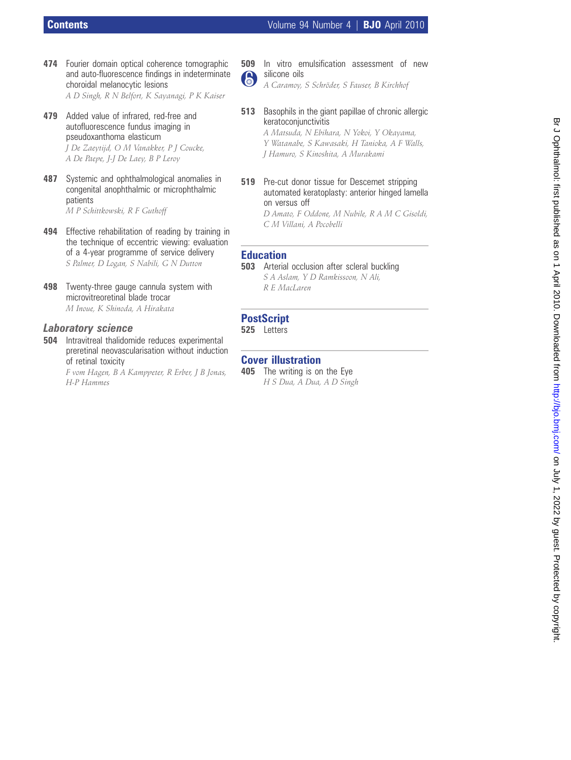# Contents

**474** Fourier domain optical coherence tomographic and auto-fluorescence findings in indeterminate choroidal melanocytic lesions
*A D Singh, R N Belfort, K Sayanagi, P K Kaiser*

**479** Added value of infrared, red-free and autofluorescence fundus imaging in pseudoxanthoma elasticum
*J De Zaeytijd, O M Vanakker, P J Coucke, A De Paepe, J-J De Laey, B P Leroy*

**487** Systemic and ophthalmological anomalies in congenital anophthalmic or microphthalmic patients
*M P Schittkowski, R F Guthoff*

**494** Effective rehabilitation of reading by training in the technique of eccentric viewing: evaluation of a 4-year programme of service delivery
*S Palmer, D Logan, S Nabili, G N Dutton*

**498** Twenty-three gauge cannula system with microvitreoretinal blade trocar
*M Inoue, K Shinoda, A Hirakata*

## *Laboratory science*

**504** Intravitreal thalidomide reduces experimental preretinal neovascularisation without induction of retinal toxicity
*F vom Hagen, B A Kamppeter, R Erber, J B Jonas, H-P Hammes*

**509** In vitro emulsification assessment of new silicone oils
*A Caramoy, S Schröder, S Fauser, B Kirchhof*

**513** Basophils in the giant papillae of chronic allergic keratoconjunctivitis
*A Matsuda, N Ebihara, N Yokoi, Y Okayama, Y Watanabe, S Kawasaki, H Tanioka, A F Walls, J Hamuro, S Kinoshita, A Murakami*

**519** Pre-cut donor tissue for Descemet stripping automated keratoplasty: anterior hinged lamella on versus off
*D Amato, F Oddone, M Nubile, R A M C Gisoldi, C M Villani, A Pocobelli*

## Education

**503** Arterial occlusion after scleral buckling
*S A Aslam, Y D Ramkissoon, N Ali, R E MacLaren*

## PostScript

**525** Letters

## Cover illustration

**405** The writing is on the Eye
*H S Dua, A Dua, A D Singh*